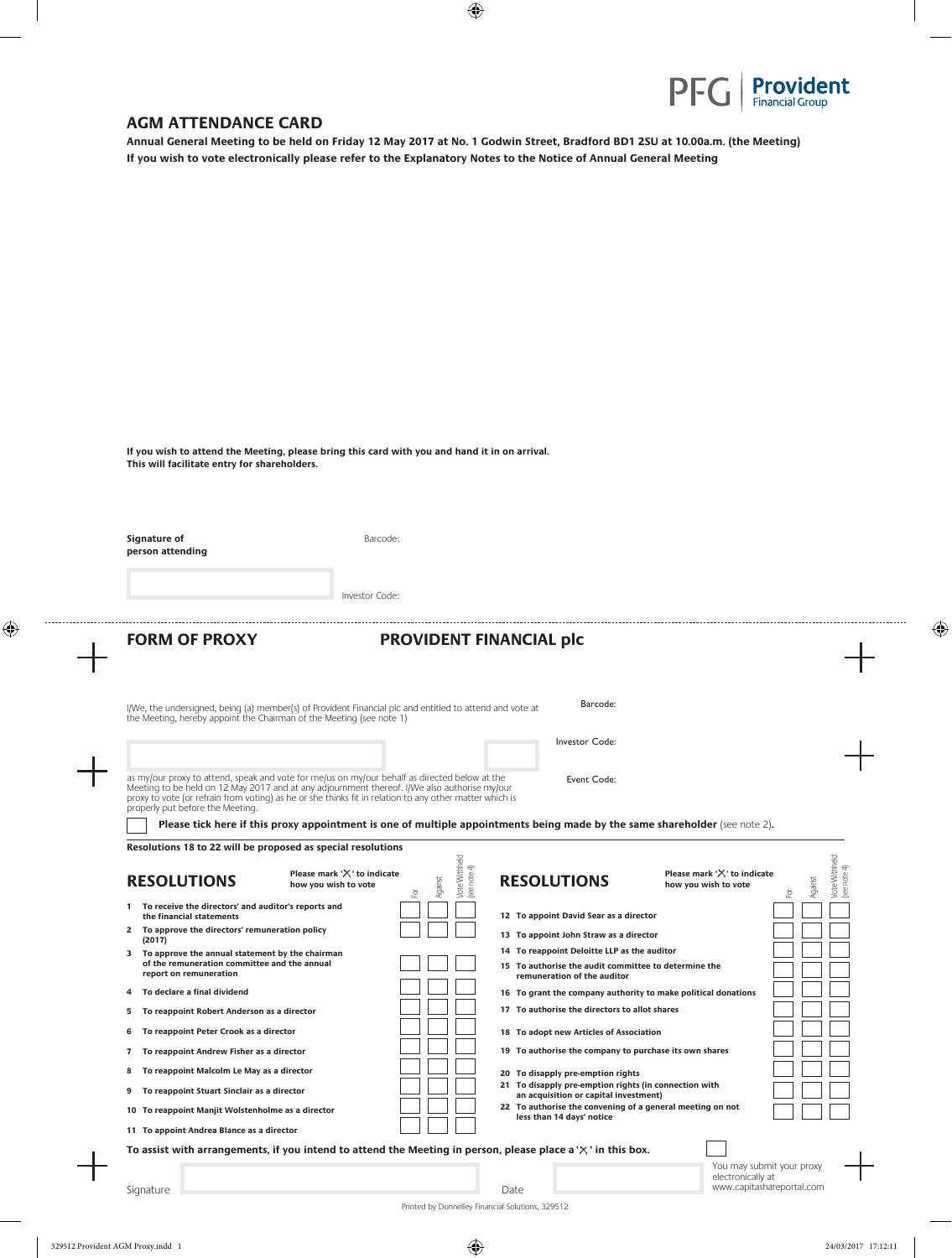PFG | Provident Financial Group

## AGM ATTENDANCE CARD

**Annual General Meeting to be held on Friday 12 May 2017 at No. 1 Godwin Street, Bradford BD1 2SU at 10.00a.m. (the Meeting)**
**If you wish to vote electronically please refer to the Explanatory Notes to the Notice of Annual General Meeting**

**If you wish to attend the Meeting, please bring this card with you and hand it in on arrival.**
**This will facilitate entry for shareholders.**

**Signature of person attending**

Barcode:

Investor Code:

## FORM OF PROXY — PROVIDENT FINANCIAL plc

I/We, the undersigned, being (a) member(s) of Provident Financial plc and entitled to attend and vote at the Meeting, hereby appoint the Chairman of the Meeting (see note 1)

Barcode:

Investor Code:

Event Code:

as my/our proxy to attend, speak and vote for me/us on my/our behalf as directed below at the Meeting to be held on 12 May 2017 and at any adjournment thereof. I/We also authorise my/our proxy to vote (or refrain from voting) as he or she thinks fit in relation to any other matter which is properly put before the Meeting.

☐ **Please tick here if this proxy appointment is one of multiple appointments being made by the same shareholder** (see note 2).

**Resolutions 18 to 22 will be proposed as special resolutions**

### RESOLUTIONS

Please mark '✕' to indicate how you wish to vote

| | Resolution | For | Against | Vote Withheld (see note 4) |
|---|---|---|---|---|
| 1 | To receive the directors' and auditor's reports and the financial statements | | | |
| 2 | To approve the directors' remuneration policy (2017) | | | |
| 3 | To approve the annual statement by the chairman of the remuneration committee and the annual report on remuneration | | | |
| 4 | To declare a final dividend | | | |
| 5 | To reappoint Robert Anderson as a director | | | |
| 6 | To reappoint Peter Crook as a director | | | |
| 7 | To reappoint Andrew Fisher as a director | | | |
| 8 | To reappoint Malcolm Le May as a director | | | |
| 9 | To reappoint Stuart Sinclair as a director | | | |
| 10 | To reappoint Manjit Wolstenholme as a director | | | |
| 11 | To appoint Andrea Blance as a director | | | |
| 12 | To appoint David Sear as a director | | | |
| 13 | To appoint John Straw as a director | | | |
| 14 | To reappoint Deloitte LLP as the auditor | | | |
| 15 | To authorise the audit committee to determine the remuneration of the auditor | | | |
| 16 | To grant the company authority to make political donations | | | |
| 17 | To authorise the directors to allot shares | | | |
| 18 | To adopt new Articles of Association | | | |
| 19 | To authorise the company to purchase its own shares | | | |
| 20 | To disapply pre-emption rights | | | |
| 21 | To disapply pre-emption rights (in connection with an acquisition or capital investment) | | | |
| 22 | To authorise the convening of a general meeting on not less than 14 days' notice | | | |

**To assist with arrangements, if you intend to attend the Meeting in person, please place a '✕' in this box.** ☐

Signature

Date

You may submit your proxy electronically at www.capitashareportal.com

Printed by Donnelley Financial Solutions, 329512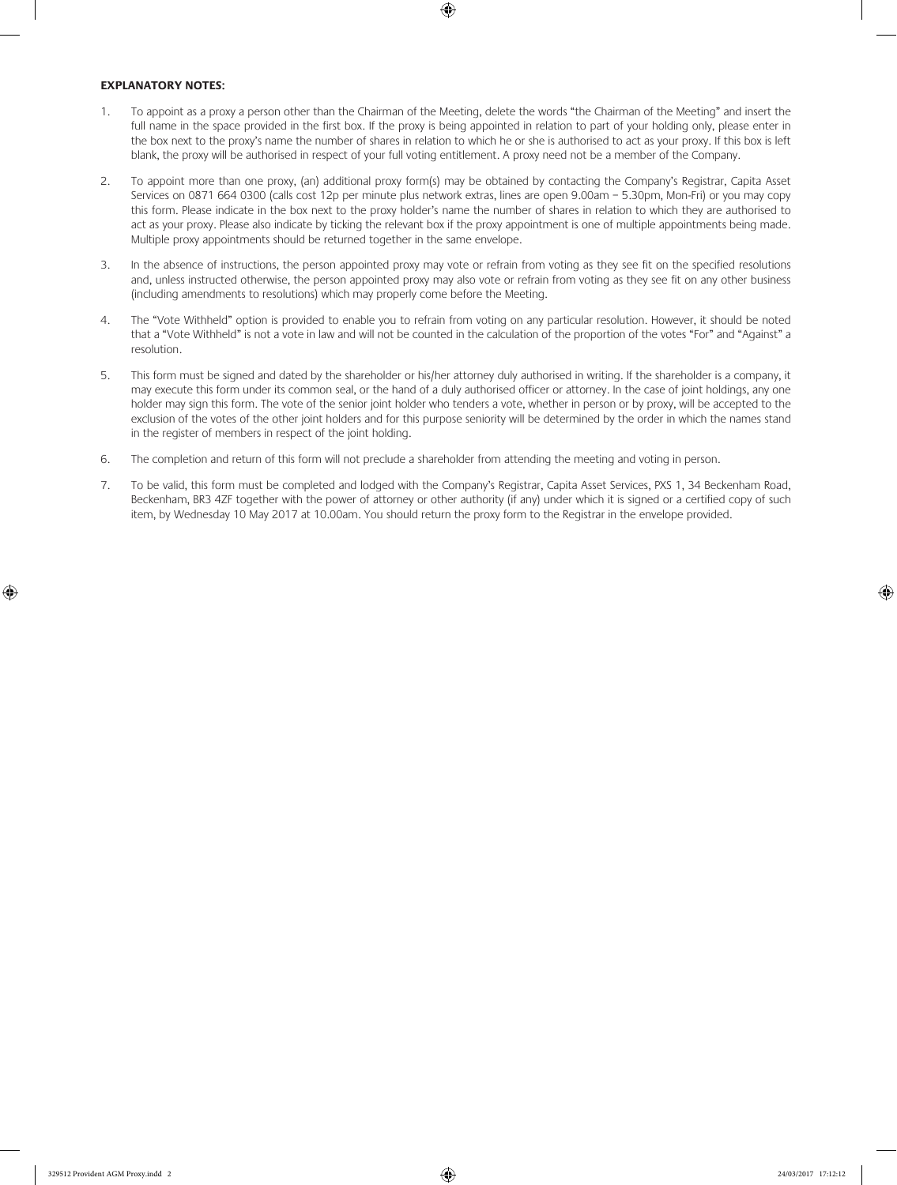**EXPLANATORY NOTES:**

1. To appoint as a proxy a person other than the Chairman of the Meeting, delete the words "the Chairman of the Meeting" and insert the full name in the space provided in the first box. If the proxy is being appointed in relation to part of your holding only, please enter in the box next to the proxy's name the number of shares in relation to which he or she is authorised to act as your proxy. If this box is left blank, the proxy will be authorised in respect of your full voting entitlement. A proxy need not be a member of the Company.

2. To appoint more than one proxy, (an) additional proxy form(s) may be obtained by contacting the Company's Registrar, Capita Asset Services on 0871 664 0300 (calls cost 12p per minute plus network extras, lines are open 9.00am – 5.30pm, Mon-Fri) or you may copy this form. Please indicate in the box next to the proxy holder's name the number of shares in relation to which they are authorised to act as your proxy. Please also indicate by ticking the relevant box if the proxy appointment is one of multiple appointments being made. Multiple proxy appointments should be returned together in the same envelope.

3. In the absence of instructions, the person appointed proxy may vote or refrain from voting as they see fit on the specified resolutions and, unless instructed otherwise, the person appointed proxy may also vote or refrain from voting as they see fit on any other business (including amendments to resolutions) which may properly come before the Meeting.

4. The "Vote Withheld" option is provided to enable you to refrain from voting on any particular resolution. However, it should be noted that a "Vote Withheld" is not a vote in law and will not be counted in the calculation of the proportion of the votes "For" and "Against" a resolution.

5. This form must be signed and dated by the shareholder or his/her attorney duly authorised in writing. If the shareholder is a company, it may execute this form under its common seal, or the hand of a duly authorised officer or attorney. In the case of joint holdings, any one holder may sign this form. The vote of the senior joint holder who tenders a vote, whether in person or by proxy, will be accepted to the exclusion of the votes of the other joint holders and for this purpose seniority will be determined by the order in which the names stand in the register of members in respect of the joint holding.

6. The completion and return of this form will not preclude a shareholder from attending the meeting and voting in person.

7. To be valid, this form must be completed and lodged with the Company's Registrar, Capita Asset Services, PXS 1, 34 Beckenham Road, Beckenham, BR3 4ZF together with the power of attorney or other authority (if any) under which it is signed or a certified copy of such item, by Wednesday 10 May 2017 at 10.00am. You should return the proxy form to the Registrar in the envelope provided.